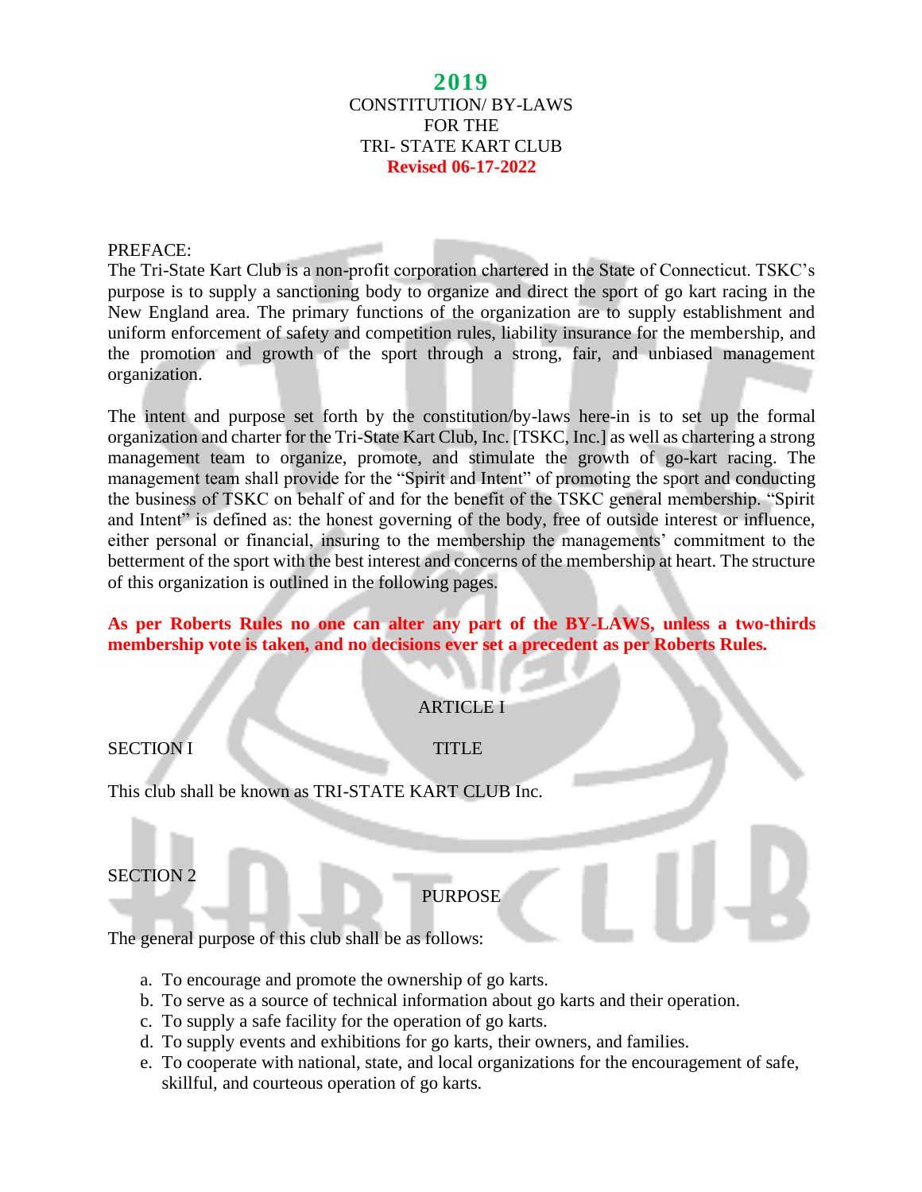# 2019

## CONSTITUTION/ BY-LAWS FOR THE TRI- STATE KART CLUB

**Revised 06-17-2022**

PREFACE:

The Tri-State Kart Club is a non-profit corporation chartered in the State of Connecticut. TSKC's purpose is to supply a sanctioning body to organize and direct the sport of go kart racing in the New England area. The primary functions of the organization are to supply establishment and uniform enforcement of safety and competition rules, liability insurance for the membership, and the promotion and growth of the sport through a strong, fair, and unbiased management organization.

The intent and purpose set forth by the constitution/by-laws here-in is to set up the formal organization and charter for the Tri-State Kart Club, Inc. [TSKC, Inc.] as well as chartering a strong management team to organize, promote, and stimulate the growth of go-kart racing. The management team shall provide for the "Spirit and Intent" of promoting the sport and conducting the business of TSKC on behalf of and for the benefit of the TSKC general membership. "Spirit and Intent" is defined as: the honest governing of the body, free of outside interest or influence, either personal or financial, insuring to the membership the managements' commitment to the betterment of the sport with the best interest and concerns of the membership at heart. The structure of this organization is outlined in the following pages.

**As per Roberts Rules no one can alter any part of the BY-LAWS, unless a two-thirds membership vote is taken, and no decisions ever set a precedent as per Roberts Rules.**

## ARTICLE I

### SECTION I — TITLE

This club shall be known as TRI-STATE KART CLUB Inc.

### SECTION 2 — PURPOSE

The general purpose of this club shall be as follows:

a. To encourage and promote the ownership of go karts.
b. To serve as a source of technical information about go karts and their operation.
c. To supply a safe facility for the operation of go karts.
d. To supply events and exhibitions for go karts, their owners, and families.
e. To cooperate with national, state, and local organizations for the encouragement of safe, skillful, and courteous operation of go karts.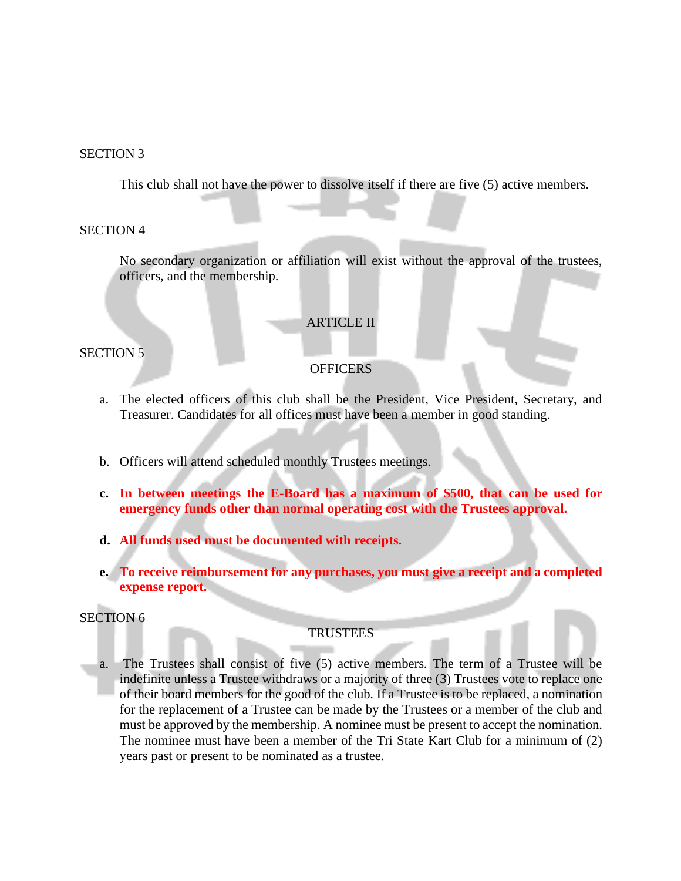SECTION 3

This club shall not have the power to dissolve itself if there are five (5) active members.

SECTION 4

No secondary organization or affiliation will exist without the approval of the trustees, officers, and the membership.

## ARTICLE II

SECTION 5

### OFFICERS

a. The elected officers of this club shall be the President, Vice President, Secretary, and Treasurer. Candidates for all offices must have been a member in good standing.

b. Officers will attend scheduled monthly Trustees meetings.

**c. In between meetings the E-Board has a maximum of $500, that can be used for emergency funds other than normal operating cost with the Trustees approval.**

**d. All funds used must be documented with receipts.**

**e. To receive reimbursement for any purchases, you must give a receipt and a completed expense report.**

SECTION 6

### TRUSTEES

a. The Trustees shall consist of five (5) active members. The term of a Trustee will be indefinite unless a Trustee withdraws or a majority of three (3) Trustees vote to replace one of their board members for the good of the club. If a Trustee is to be replaced, a nomination for the replacement of a Trustee can be made by the Trustees or a member of the club and must be approved by the membership. A nominee must be present to accept the nomination. The nominee must have been a member of the Tri State Kart Club for a minimum of (2) years past or present to be nominated as a trustee.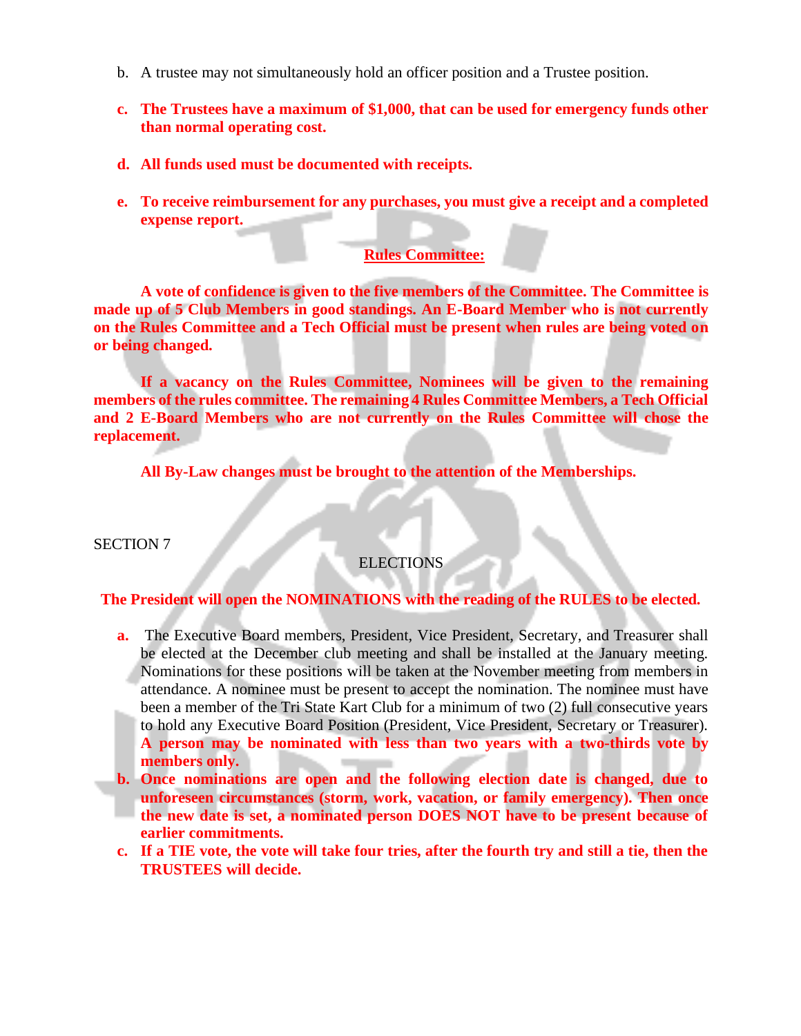b. A trustee may not simultaneously hold an officer position and a Trustee position.

**c. The Trustees have a maximum of $1,000, that can be used for emergency funds other than normal operating cost.**

**d. All funds used must be documented with receipts.**

**e. To receive reimbursement for any purchases, you must give a receipt and a completed expense report.**

**Rules Committee:**

**A vote of confidence is given to the five members of the Committee. The Committee is made up of 5 Club Members in good standings. An E-Board Member who is not currently on the Rules Committee and a Tech Official must be present when rules are being voted on or being changed.**

**If a vacancy on the Rules Committee, Nominees will be given to the remaining members of the rules committee. The remaining 4 Rules Committee Members, a Tech Official and 2 E-Board Members who are not currently on the Rules Committee will chose the replacement.**

**All By-Law changes must be brought to the attention of the Memberships.**

SECTION 7

ELECTIONS

**The President will open the NOMINATIONS with the reading of the RULES to be elected.**

**a.** The Executive Board members, President, Vice President, Secretary, and Treasurer shall be elected at the December club meeting and shall be installed at the January meeting. Nominations for these positions will be taken at the November meeting from members in attendance. A nominee must be present to accept the nomination. The nominee must have been a member of the Tri State Kart Club for a minimum of two (2) full consecutive years to hold any Executive Board Position (President, Vice President, Secretary or Treasurer). **A person may be nominated with less than two years with a two-thirds vote by members only.**

**b. Once nominations are open and the following election date is changed, due to unforeseen circumstances (storm, work, vacation, or family emergency). Then once the new date is set, a nominated person DOES NOT have to be present because of earlier commitments.**

**c. If a TIE vote, the vote will take four tries, after the fourth try and still a tie, then the TRUSTEES will decide.**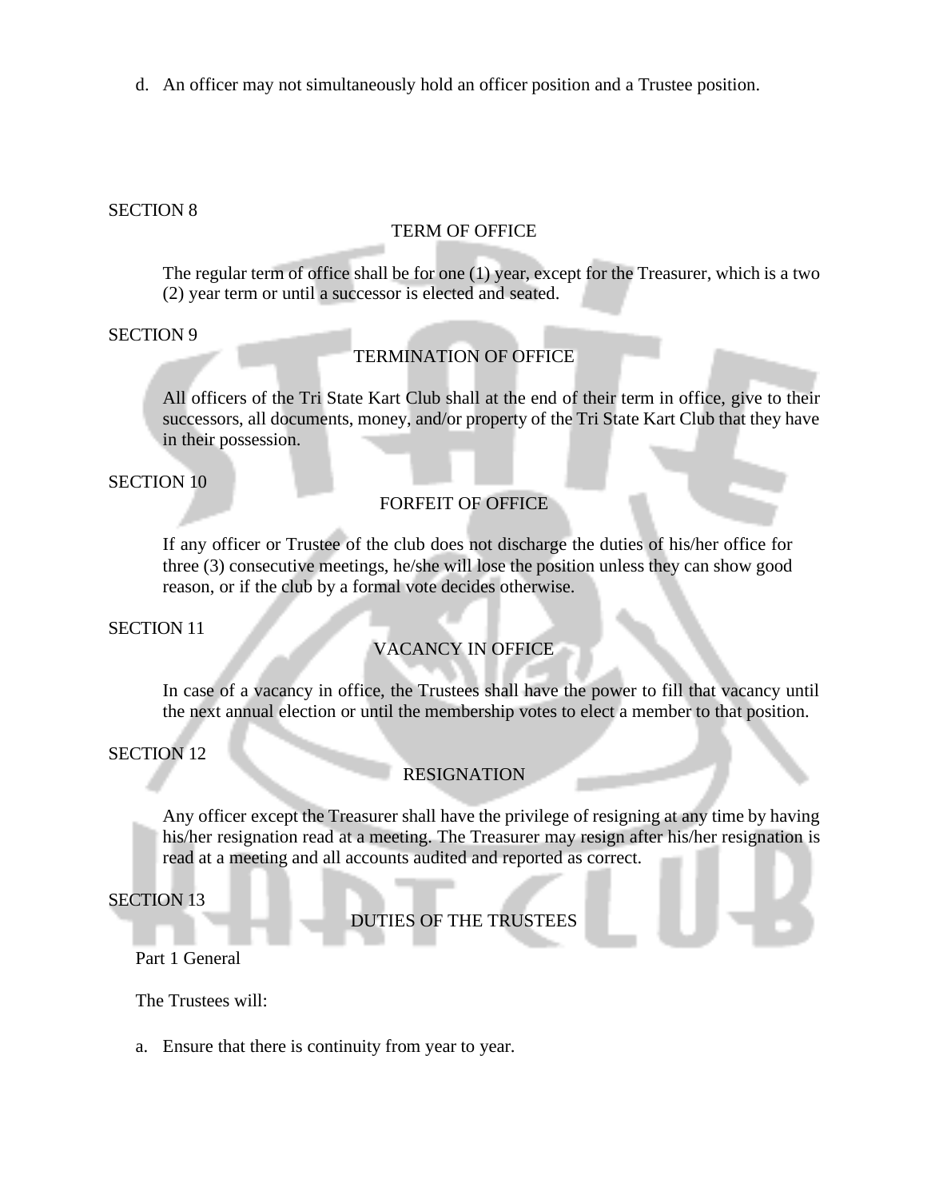d. An officer may not simultaneously hold an officer position and a Trustee position.

SECTION 8

## TERM OF OFFICE

The regular term of office shall be for one (1) year, except for the Treasurer, which is a two (2) year term or until a successor is elected and seated.

SECTION 9

## TERMINATION OF OFFICE

All officers of the Tri State Kart Club shall at the end of their term in office, give to their successors, all documents, money, and/or property of the Tri State Kart Club that they have in their possession.

SECTION 10

## FORFEIT OF OFFICE

If any officer or Trustee of the club does not discharge the duties of his/her office for three (3) consecutive meetings, he/she will lose the position unless they can show good reason, or if the club by a formal vote decides otherwise.

SECTION 11

## VACANCY IN OFFICE

In case of a vacancy in office, the Trustees shall have the power to fill that vacancy until the next annual election or until the membership votes to elect a member to that position.

SECTION 12

## RESIGNATION

Any officer except the Treasurer shall have the privilege of resigning at any time by having his/her resignation read at a meeting. The Treasurer may resign after his/her resignation is read at a meeting and all accounts audited and reported as correct.

SECTION 13

## DUTIES OF THE TRUSTEES

Part 1 General

The Trustees will:

a. Ensure that there is continuity from year to year.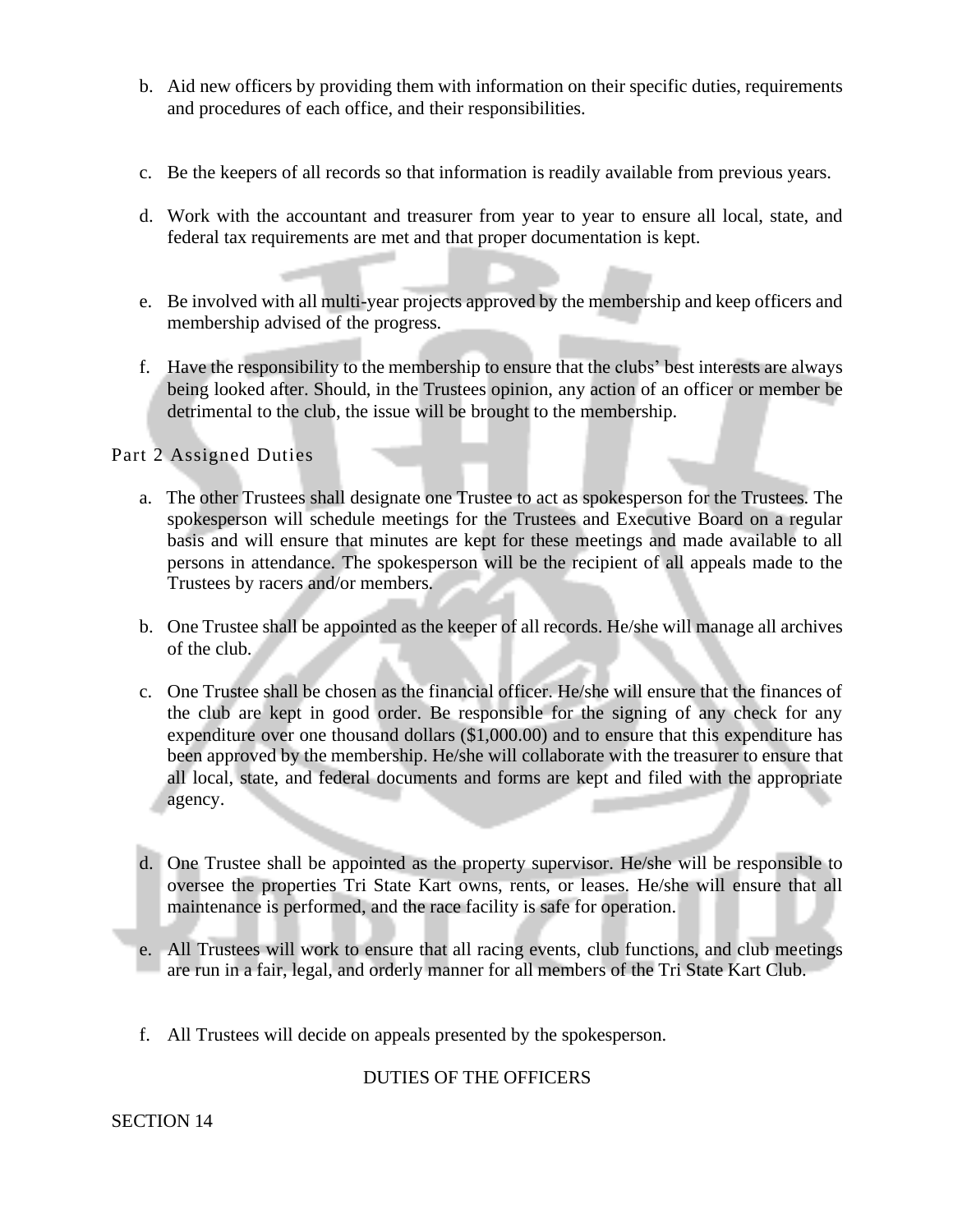b. Aid new officers by providing them with information on their specific duties, requirements and procedures of each office, and their responsibilities.

c. Be the keepers of all records so that information is readily available from previous years.

d. Work with the accountant and treasurer from year to year to ensure all local, state, and federal tax requirements are met and that proper documentation is kept.

e. Be involved with all multi-year projects approved by the membership and keep officers and membership advised of the progress.

f. Have the responsibility to the membership to ensure that the clubs' best interests are always being looked after. Should, in the Trustees opinion, any action of an officer or member be detrimental to the club, the issue will be brought to the membership.

Part 2 Assigned Duties

a. The other Trustees shall designate one Trustee to act as spokesperson for the Trustees. The spokesperson will schedule meetings for the Trustees and Executive Board on a regular basis and will ensure that minutes are kept for these meetings and made available to all persons in attendance. The spokesperson will be the recipient of all appeals made to the Trustees by racers and/or members.

b. One Trustee shall be appointed as the keeper of all records. He/she will manage all archives of the club.

c. One Trustee shall be chosen as the financial officer. He/she will ensure that the finances of the club are kept in good order. Be responsible for the signing of any check for any expenditure over one thousand dollars ($1,000.00) and to ensure that this expenditure has been approved by the membership. He/she will collaborate with the treasurer to ensure that all local, state, and federal documents and forms are kept and filed with the appropriate agency.

d. One Trustee shall be appointed as the property supervisor. He/she will be responsible to oversee the properties Tri State Kart owns, rents, or leases. He/she will ensure that all maintenance is performed, and the race facility is safe for operation.

e. All Trustees will work to ensure that all racing events, club functions, and club meetings are run in a fair, legal, and orderly manner for all members of the Tri State Kart Club.

f. All Trustees will decide on appeals presented by the spokesperson.

DUTIES OF THE OFFICERS

SECTION 14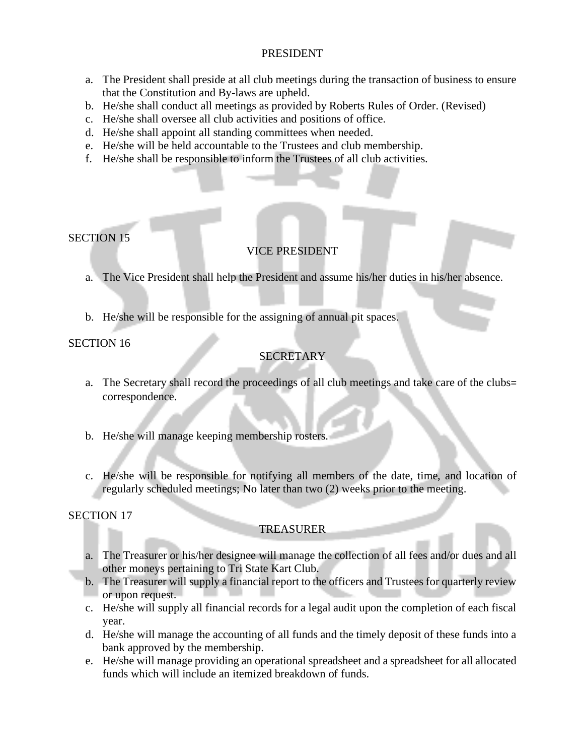### PRESIDENT

a. The President shall preside at all club meetings during the transaction of business to ensure that the Constitution and By-laws are upheld.
b. He/she shall conduct all meetings as provided by Roberts Rules of Order. (Revised)
c. He/she shall oversee all club activities and positions of office.
d. He/she shall appoint all standing committees when needed.
e. He/she will be held accountable to the Trustees and club membership.
f. He/she shall be responsible to inform the Trustees of all club activities.

## SECTION 15

### VICE PRESIDENT

a. The Vice President shall help the President and assume his/her duties in his/her absence.

b. He/she will be responsible for the assigning of annual pit spaces.

## SECTION 16

### SECRETARY

a. The Secretary shall record the proceedings of all club meetings and take care of the clubs= correspondence.

b. He/she will manage keeping membership rosters.

c. He/she will be responsible for notifying all members of the date, time, and location of regularly scheduled meetings; No later than two (2) weeks prior to the meeting.

## SECTION 17

### TREASURER

a. The Treasurer or his/her designee will manage the collection of all fees and/or dues and all other moneys pertaining to Tri State Kart Club.
b. The Treasurer will supply a financial report to the officers and Trustees for quarterly review or upon request.
c. He/she will supply all financial records for a legal audit upon the completion of each fiscal year.
d. He/she will manage the accounting of all funds and the timely deposit of these funds into a bank approved by the membership.
e. He/she will manage providing an operational spreadsheet and a spreadsheet for all allocated funds which will include an itemized breakdown of funds.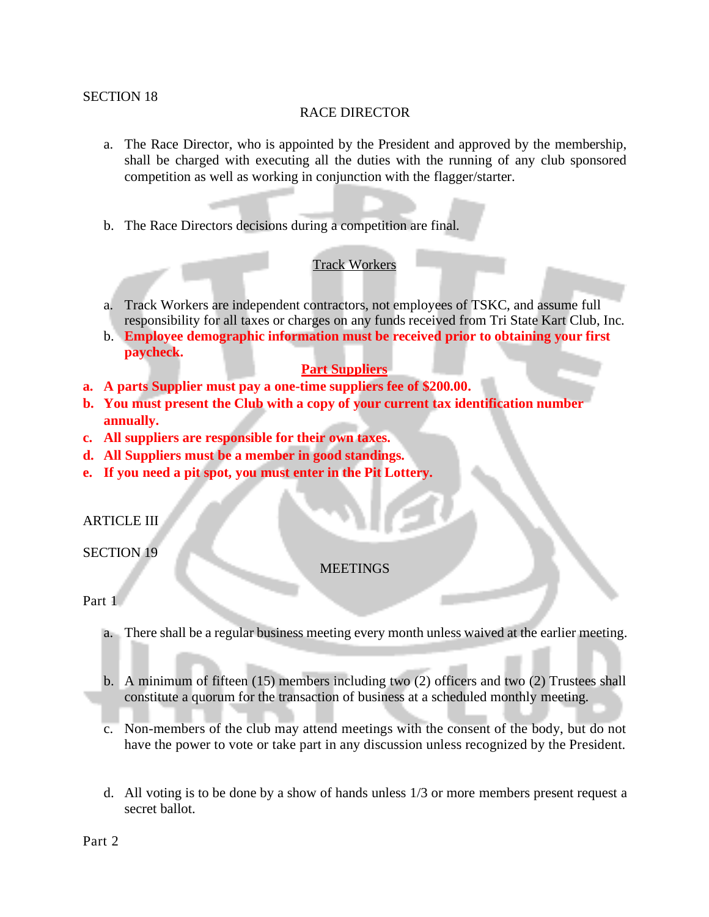SECTION 18

## RACE DIRECTOR

a. The Race Director, who is appointed by the President and approved by the membership, shall be charged with executing all the duties with the running of any club sponsored competition as well as working in conjunction with the flagger/starter.

b. The Race Directors decisions during a competition are final.

### Track Workers

a. Track Workers are independent contractors, not employees of TSKC, and assume full responsibility for all taxes or charges on any funds received from Tri State Kart Club, Inc.
b. **Employee demographic information must be received prior to obtaining your first paycheck.**

### **Part Suppliers**

**a. A parts Supplier must pay a one-time suppliers fee of $200.00.**
**b. You must present the Club with a copy of your current tax identification number annually.**
**c. All suppliers are responsible for their own taxes.**
**d. All Suppliers must be a member in good standings.**
**e. If you need a pit spot, you must enter in the Pit Lottery.**

ARTICLE III

SECTION 19

## MEETINGS

Part 1

a. There shall be a regular business meeting every month unless waived at the earlier meeting.

b. A minimum of fifteen (15) members including two (2) officers and two (2) Trustees shall constitute a quorum for the transaction of business at a scheduled monthly meeting.

c. Non-members of the club may attend meetings with the consent of the body, but do not have the power to vote or take part in any discussion unless recognized by the President.

d. All voting is to be done by a show of hands unless 1/3 or more members present request a secret ballot.

Part 2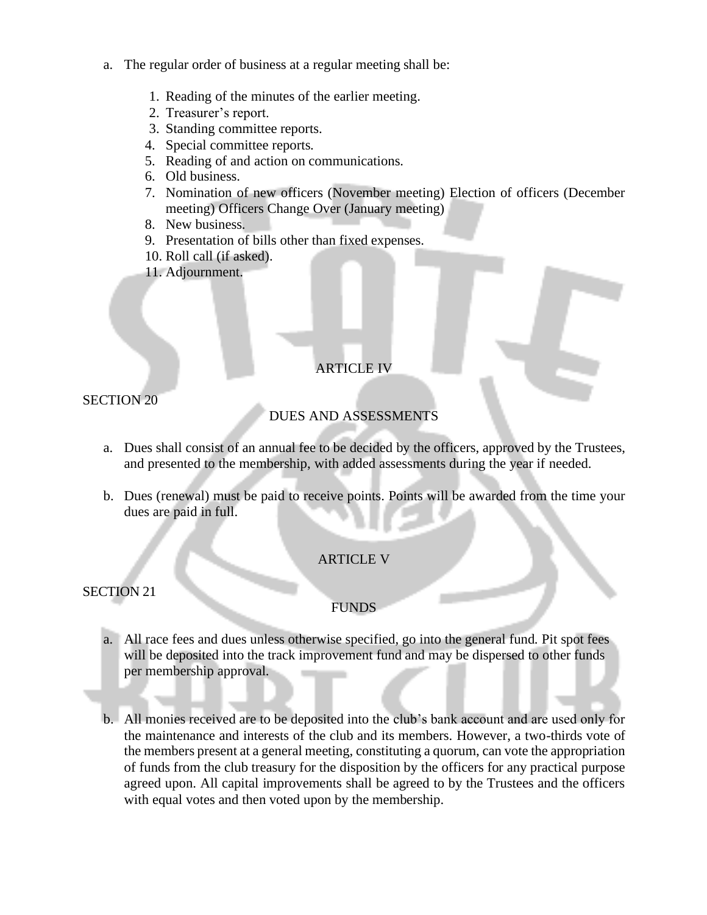a. The regular order of business at a regular meeting shall be:

1. Reading of the minutes of the earlier meeting.
2. Treasurer's report.
3. Standing committee reports.
4. Special committee reports.
5. Reading of and action on communications.
6. Old business.
7. Nomination of new officers (November meeting) Election of officers (December meeting) Officers Change Over (January meeting)
8. New business.
9. Presentation of bills other than fixed expenses.
10. Roll call (if asked).
11. Adjournment.

## ARTICLE IV

SECTION 20

### DUES AND ASSESSMENTS

a. Dues shall consist of an annual fee to be decided by the officers, approved by the Trustees, and presented to the membership, with added assessments during the year if needed.

b. Dues (renewal) must be paid to receive points. Points will be awarded from the time your dues are paid in full.

## ARTICLE V

SECTION 21

### FUNDS

a. All race fees and dues unless otherwise specified, go into the general fund. Pit spot fees will be deposited into the track improvement fund and may be dispersed to other funds per membership approval.

b. All monies received are to be deposited into the club's bank account and are used only for the maintenance and interests of the club and its members. However, a two-thirds vote of the members present at a general meeting, constituting a quorum, can vote the appropriation of funds from the club treasury for the disposition by the officers for any practical purpose agreed upon. All capital improvements shall be agreed to by the Trustees and the officers with equal votes and then voted upon by the membership.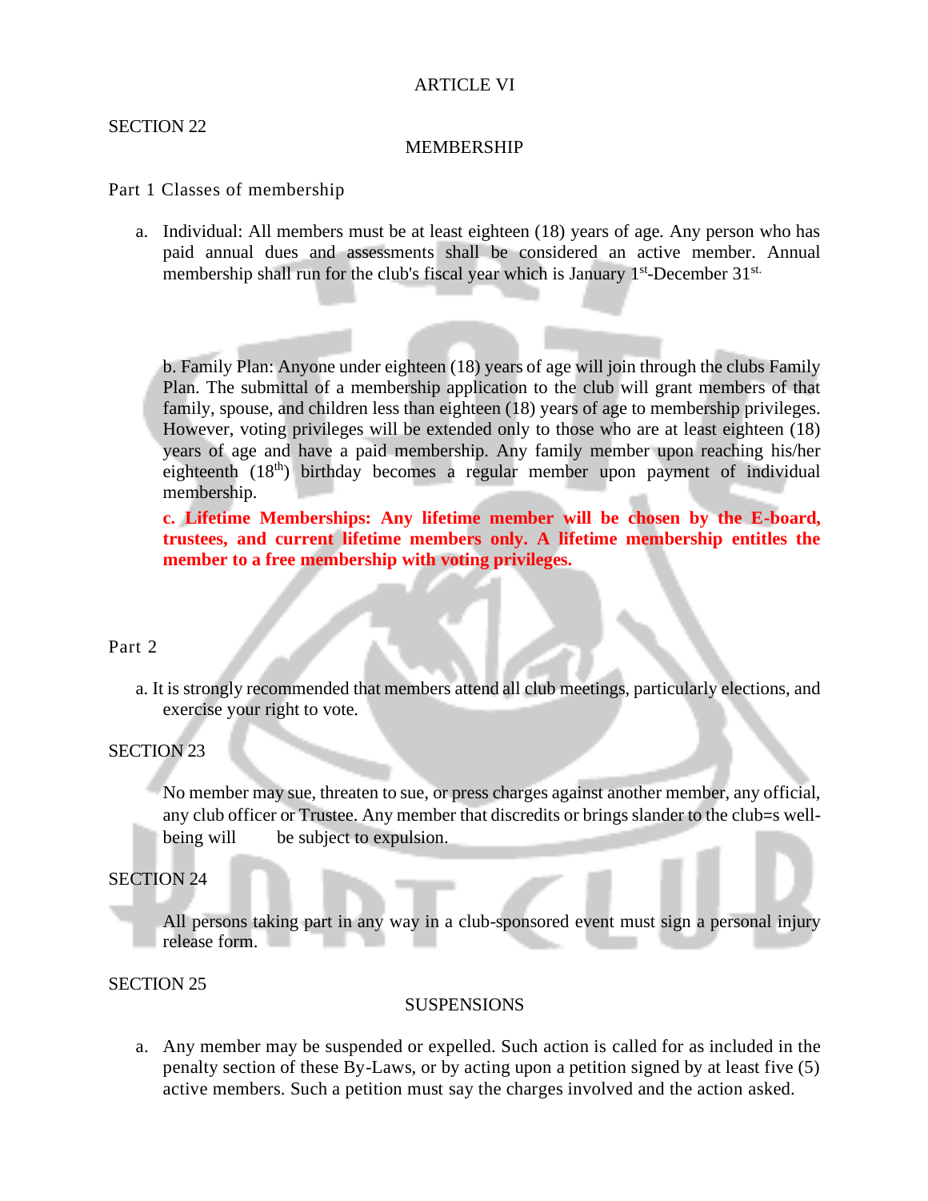# ARTICLE VI

SECTION 22

## MEMBERSHIP

Part 1 Classes of membership

a. Individual: All members must be at least eighteen (18) years of age. Any person who has paid annual dues and assessments shall be considered an active member. Annual membership shall run for the club's fiscal year which is January 1st-December 31st.

b. Family Plan: Anyone under eighteen (18) years of age will join through the clubs Family Plan. The submittal of a membership application to the club will grant members of that family, spouse, and children less than eighteen (18) years of age to membership privileges. However, voting privileges will be extended only to those who are at least eighteen (18) years of age and have a paid membership. Any family member upon reaching his/her eighteenth (18th) birthday becomes a regular member upon payment of individual membership.

**c. Lifetime Memberships: Any lifetime member will be chosen by the E-board, trustees, and current lifetime members only. A lifetime membership entitles the member to a free membership with voting privileges.**

Part 2

a. It is strongly recommended that members attend all club meetings, particularly elections, and exercise your right to vote.

SECTION 23

No member may sue, threaten to sue, or press charges against another member, any official, any club officer or Trustee. Any member that discredits or brings slander to the club=s well-being will be subject to expulsion.

SECTION 24

All persons taking part in any way in a club-sponsored event must sign a personal injury release form.

SECTION 25

## SUSPENSIONS

a. Any member may be suspended or expelled. Such action is called for as included in the penalty section of these By-Laws, or by acting upon a petition signed by at least five (5) active members. Such a petition must say the charges involved and the action asked.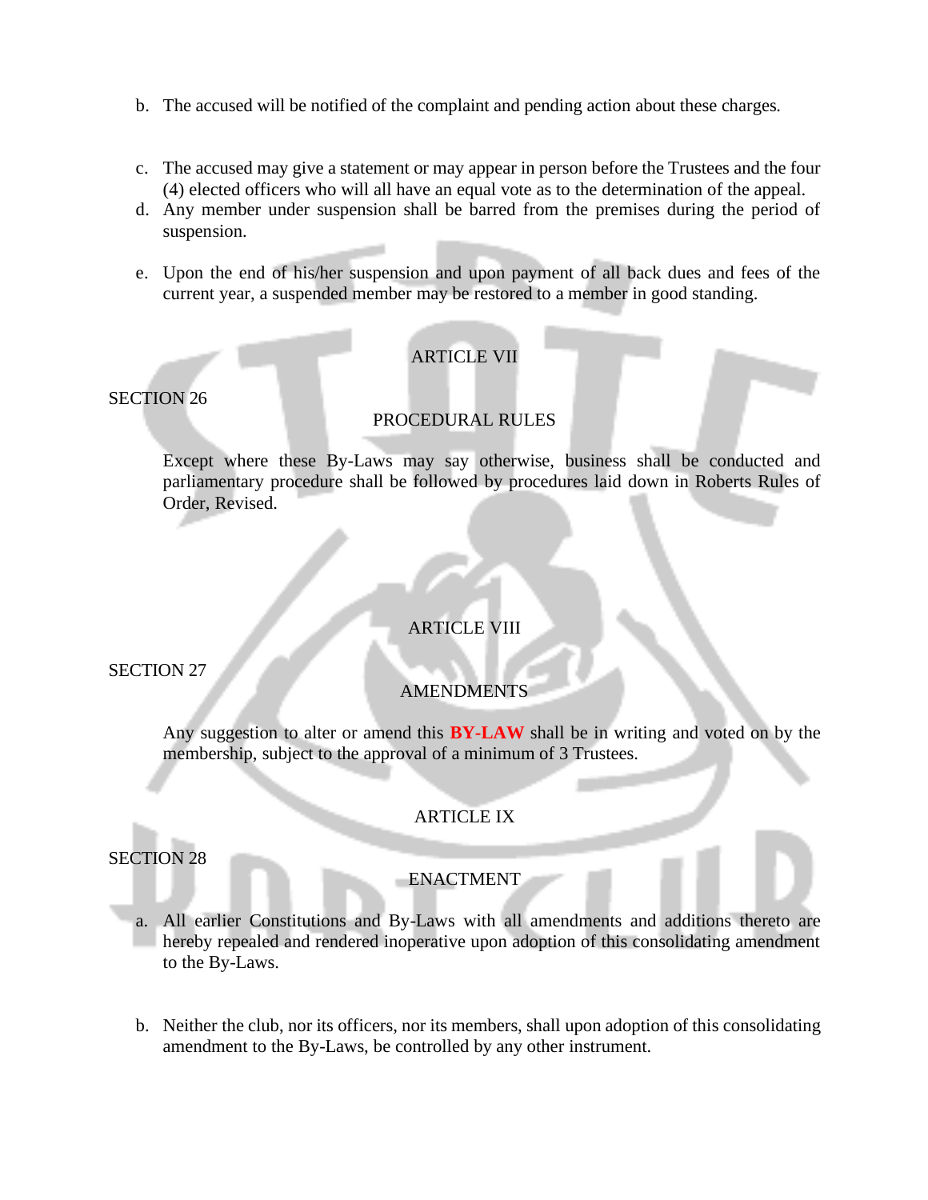b. The accused will be notified of the complaint and pending action about these charges.

c. The accused may give a statement or may appear in person before the Trustees and the four (4) elected officers who will all have an equal vote as to the determination of the appeal.

d. Any member under suspension shall be barred from the premises during the period of suspension.

e. Upon the end of his/her suspension and upon payment of all back dues and fees of the current year, a suspended member may be restored to a member in good standing.

## ARTICLE VII

SECTION 26

### PROCEDURAL RULES

Except where these By-Laws may say otherwise, business shall be conducted and parliamentary procedure shall be followed by procedures laid down in Roberts Rules of Order, Revised.

## ARTICLE VIII

SECTION 27

### AMENDMENTS

Any suggestion to alter or amend this **BY-LAW** shall be in writing and voted on by the membership, subject to the approval of a minimum of 3 Trustees.

## ARTICLE IX

SECTION 28

### ENACTMENT

a. All earlier Constitutions and By-Laws with all amendments and additions thereto are hereby repealed and rendered inoperative upon adoption of this consolidating amendment to the By-Laws.

b. Neither the club, nor its officers, nor its members, shall upon adoption of this consolidating amendment to the By-Laws, be controlled by any other instrument.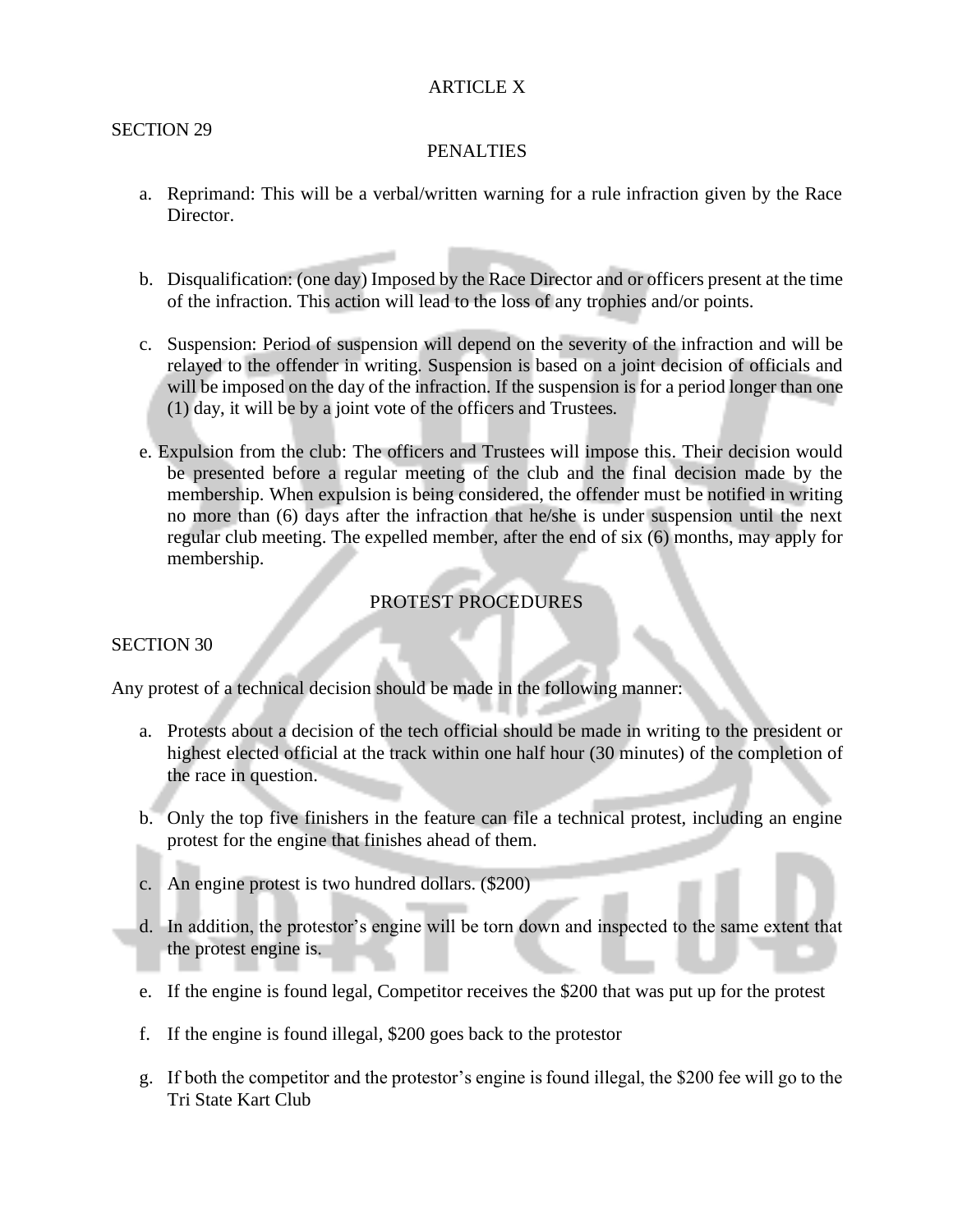## ARTICLE X

### SECTION 29

### PENALTIES

a. Reprimand: This will be a verbal/written warning for a rule infraction given by the Race Director.

b. Disqualification: (one day) Imposed by the Race Director and or officers present at the time of the infraction. This action will lead to the loss of any trophies and/or points.

c. Suspension: Period of suspension will depend on the severity of the infraction and will be relayed to the offender in writing. Suspension is based on a joint decision of officials and will be imposed on the day of the infraction. If the suspension is for a period longer than one (1) day, it will be by a joint vote of the officers and Trustees.

e. Expulsion from the club: The officers and Trustees will impose this. Their decision would be presented before a regular meeting of the club and the final decision made by the membership. When expulsion is being considered, the offender must be notified in writing no more than (6) days after the infraction that he/she is under suspension until the next regular club meeting. The expelled member, after the end of six (6) months, may apply for membership.

### PROTEST PROCEDURES

### SECTION 30

Any protest of a technical decision should be made in the following manner:

a. Protests about a decision of the tech official should be made in writing to the president or highest elected official at the track within one half hour (30 minutes) of the completion of the race in question.

b. Only the top five finishers in the feature can file a technical protest, including an engine protest for the engine that finishes ahead of them.

c. An engine protest is two hundred dollars. ($200)

d. In addition, the protestor's engine will be torn down and inspected to the same extent that the protest engine is.

e. If the engine is found legal, Competitor receives the $200 that was put up for the protest

f. If the engine is found illegal, $200 goes back to the protestor

g. If both the competitor and the protestor's engine is found illegal, the $200 fee will go to the Tri State Kart Club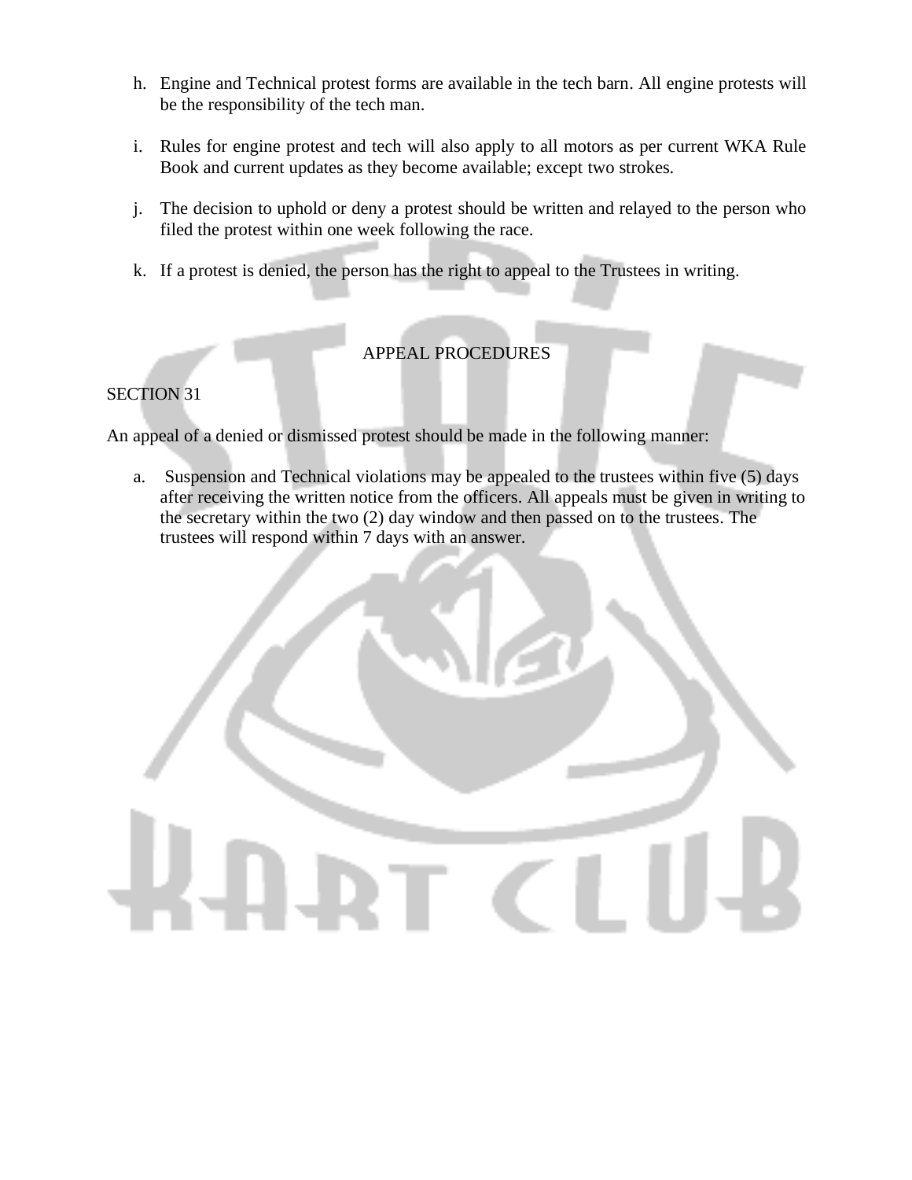h. Engine and Technical protest forms are available in the tech barn. All engine protests will be the responsibility of the tech man.

i. Rules for engine protest and tech will also apply to all motors as per current WKA Rule Book and current updates as they become available; except two strokes.

j. The decision to uphold or deny a protest should be written and relayed to the person who filed the protest within one week following the race.

k. If a protest is denied, the person has the right to appeal to the Trustees in writing.

## APPEAL PROCEDURES

SECTION 31

An appeal of a denied or dismissed protest should be made in the following manner:

a. Suspension and Technical violations may be appealed to the trustees within five (5) days after receiving the written notice from the officers. All appeals must be given in writing to the secretary within the two (2) day window and then passed on to the trustees. The trustees will respond within 7 days with an answer.